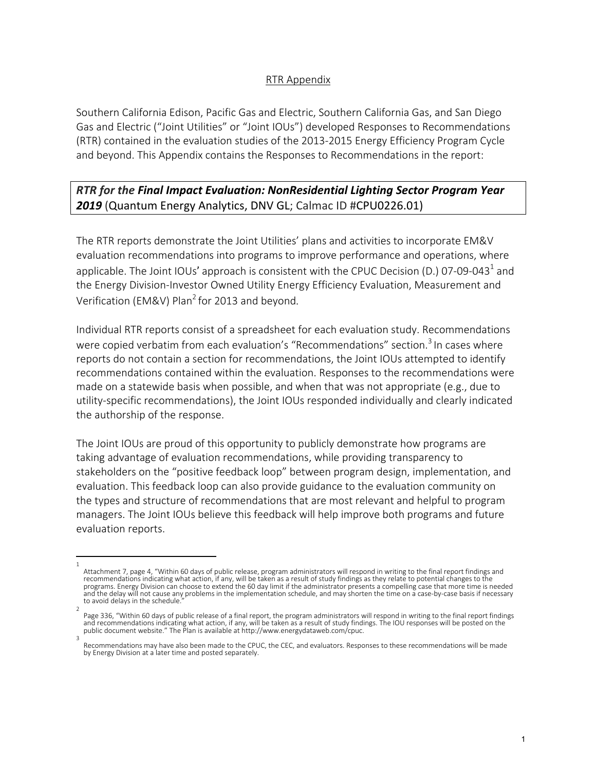RTR Appendix

Southern California Edison, Pacific Gas and Electric, Southern California Gas, and San Diego Gas and Electric ("Joint Utilities" or "Joint IOUs") developed Responses to Recommendations (RTR) contained in the evaluation studies of the 2013-2015 Energy Efficiency Program Cycle and beyond. This Appendix contains the Responses to Recommendations in the report:

***RTR for the Final Impact Evaluation: NonResidential Lighting Sector Program Year 2019*** (Quantum Energy Analytics, DNV GL; Calmac ID #CPU0226.01)

The RTR reports demonstrate the Joint Utilities' plans and activities to incorporate EM&V evaluation recommendations into programs to improve performance and operations, where applicable. The Joint IOUs' approach is consistent with the CPUC Decision (D.) 07-09-043[1] and the Energy Division-Investor Owned Utility Energy Efficiency Evaluation, Measurement and Verification (EM&V) Plan[2] for 2013 and beyond.

Individual RTR reports consist of a spreadsheet for each evaluation study. Recommendations were copied verbatim from each evaluation's "Recommendations" section.[3] In cases where reports do not contain a section for recommendations, the Joint IOUs attempted to identify recommendations contained within the evaluation. Responses to the recommendations were made on a statewide basis when possible, and when that was not appropriate (e.g., due to utility-specific recommendations), the Joint IOUs responded individually and clearly indicated the authorship of the response.

The Joint IOUs are proud of this opportunity to publicly demonstrate how programs are taking advantage of evaluation recommendations, while providing transparency to stakeholders on the "positive feedback loop" between program design, implementation, and evaluation. This feedback loop can also provide guidance to the evaluation community on the types and structure of recommendations that are most relevant and helpful to program managers. The Joint IOUs believe this feedback will help improve both programs and future evaluation reports.

---

[1] Attachment 7, page 4, "Within 60 days of public release, program administrators will respond in writing to the final report findings and recommendations indicating what action, if any, will be taken as a result of study findings as they relate to potential changes to the programs. Energy Division can choose to extend the 60 day limit if the administrator presents a compelling case that more time is needed and the delay will not cause any problems in the implementation schedule, and may shorten the time on a case-by-case basis if necessary to avoid delays in the schedule."

[2] Page 336, "Within 60 days of public release of a final report, the program administrators will respond in writing to the final report findings and recommendations indicating what action, if any, will be taken as a result of study findings. The IOU responses will be posted on the public document website." The Plan is available at http://www.energydataweb.com/cpuc.

[3] Recommendations may have also been made to the CPUC, the CEC, and evaluators. Responses to these recommendations will be made by Energy Division at a later time and posted separately.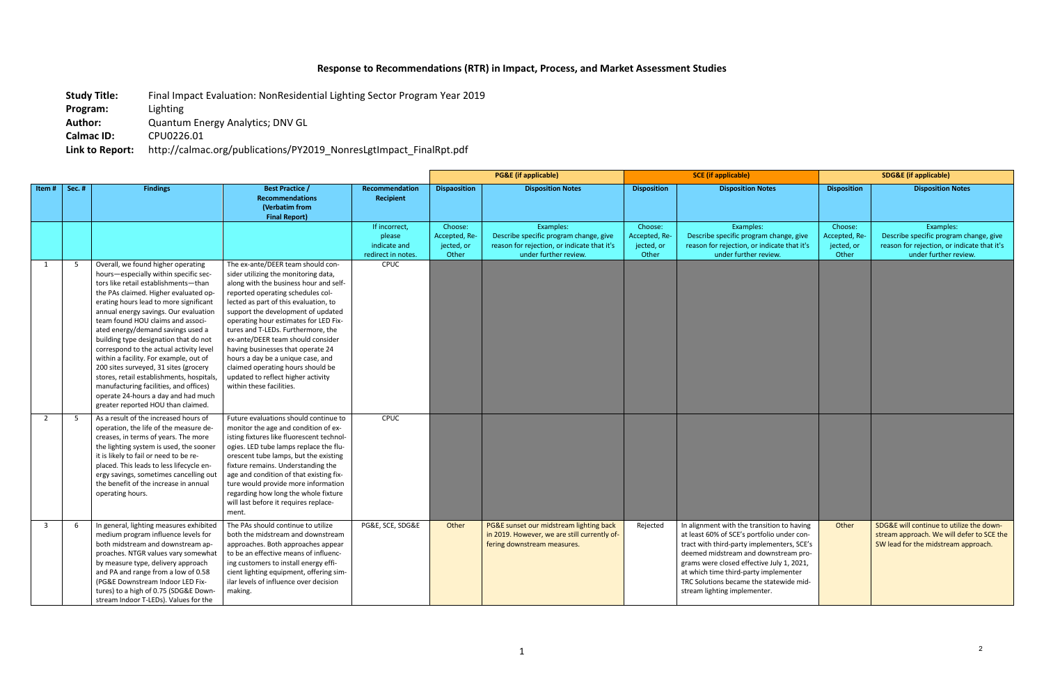# Response to Recommendations (RTR) in Impact, Process, and Market Assessment Studies

**Study Title:** Final Impact Evaluation: NonResidential Lighting Sector Program Year 2019

**Program:** Lighting

**Author:** Quantum Energy Analytics; DNV GL

**Calmac ID:** CPU0226.01

**Link to Report:** http://calmac.org/publications/PY2019_NonresLgtImpact_FinalRpt.pdf

| | | | | | PG&E (if applicable) | | SCE (if applicable) | | SDG&E (if applicable) | |
|---|---|---|---|---|---|---|---|---|---|---|
| Item # | Sec. # | Findings | Best Practice / Recommendations (Verbatim from Final Report) | Recommendation Recipient | Dispaosition | Disposition Notes | Disposition | Disposition Notes | Disposition | Disposition Notes |
| | | | | If incorrect, please indicate and redirect in notes. | Choose: Accepted, Rejected, or Other | Examples: Describe specific program change, give reason for rejection, or indicate that it's under further review. | Choose: Accepted, Rejected, or Other | Examples: Describe specific program change, give reason for rejection, or indicate that it's under further review. | Choose: Accepted, Rejected, or Other | Examples: Describe specific program change, give reason for rejection, or indicate that it's under further review. |
| 1 | 5 | Overall, we found higher operating hours—especially within specific sectors like retail establishments—than the PAs claimed. Higher evaluated operating hours lead to more significant annual energy savings. Our evaluation team found HOU claims and associated energy/demand savings used a building type designation that do not correspond to the actual activity level within a facility. For example, out of 200 sites surveyed, 31 sites (grocery stores, retail establishments, hospitals, manufacturing facilities, and offices) operate 24-hours a day and had much greater reported HOU than claimed. | The ex-ante/DEER team should consider utilizing the monitoring data, along with the business hour and self-reported operating schedules collected as part of this evaluation, to support the development of updated operating hour estimates for LED Fixtures and T-LEDs. Furthermore, the ex-ante/DEER team should consider having businesses that operate 24 hours a day be a unique case, and claimed operating hours should be updated to reflect higher activity within these facilities. | CPUC | | | | | | |
| 2 | 5 | As a result of the increased hours of operation, the life of the measure decreases, in terms of years. The more the lighting system is used, the sooner it is likely to fail or need to be replaced. This leads to less lifecycle energy savings, sometimes cancelling out the benefit of the increase in annual operating hours. | Future evaluations should continue to monitor the age and condition of existing fixtures like fluorescent technologies. LED tube lamps replace the fluorescent tube lamps, but the existing fixture remains. Understanding the age and condition of that existing fixture would provide more information regarding how long the whole fixture will last before it requires replacement. | CPUC | | | | | | |
| 3 | 6 | In general, lighting measures exhibited medium program influence levels for both midstream and downstream approaches. NTGR values vary somewhat by measure type, delivery approach and PA and range from a low of 0.58 (PG&E Downstream Indoor LED Fixtures) to a high of 0.75 (SDG&E Downstream Indoor T-LEDs). Values for the | The PAs should continue to utilize both the midstream and downstream approaches. Both approaches appear to be an effective means of influencing customers to install energy efficient lighting equipment, offering similar levels of influence over decision making. | PG&E, SCE, SDG&E | Other | PG&E sunset our midstream lighting back in 2019. However, we are still currently offering downstream measures. | Rejected | In alignment with the transition to having at least 60% of SCE's portfolio under contract with third-party implementers, SCE's deemed midstream and downstream programs were closed effective July 1, 2021, at which time third-party implementer TRC Solutions became the statewide midstream lighting implementer. | Other | SDG&E will continue to utilize the downstream approach. We will defer to SCE the SW lead for the midstream approach. |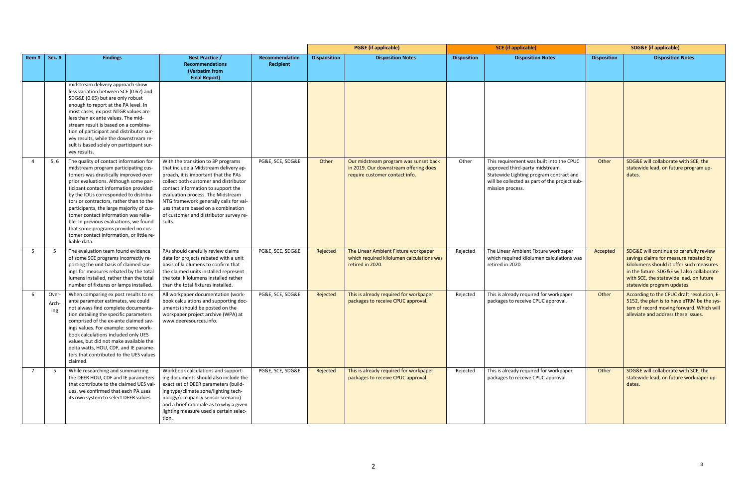| | | | | | PG&E (if applicable) | | SCE (if applicable) | | SDG&E (if applicable) | |
|---|---|---|---|---|---|---|---|---|---|---|
| Item # | Sec. # | Findings | Best Practice / Recommendations (Verbatim from Final Report) | Recommendation Recipient | Dispaosition | Disposition Notes | Disposition | Disposition Notes | Disposition | Disposition Notes |
| | | midstream delivery approach show less variation between SCE (0.62) and SDG&E (0.65) but are only robust enough to report at the PA level. In most cases, ex post NTGR values are less than ex ante values. The midstream result is based on a combination of participant and distributor survey results, while the downstream result is based solely on participant survey results. | | | | | | | | |
| 4 | 5, 6 | The quality of contact information for midstream program participating customers was drastically improved over prior evaluations. Although some participant contact information provided by the IOUs corresponded to distributors or contractors, rather than to the participants, the large majority of customer contact information was reliable. In previous evaluations, we found that some programs provided no customer contact information, or little reliable data. | With the transition to 3P programs that include a Midstream delivery approach, it is important that the PAs collect both customer and distributor contact information to support the evaluation process. The Midstream NTG framework generally calls for values that are based on a combination of customer and distributor survey results. | PG&E, SCE, SDG&E | Other | Our midstream program was sunset back in 2019. Our downstream offering does require customer contact info. | Other | This requirement was built into the CPUC approved third-party midstream Statewide Lighting program contract and will be collected as part of the project submission process. | Other | SDG&E will collaborate with SCE, the statewide lead, on future program updates. |
| 5 | 5 | The evaluation team found evidence of some SCE programs incorrectly reporting the unit basis of claimed savings for measures rebated by the total lumens installed, rather than the total number of fixtures or lamps installed. | PAs should carefully review claims data for projects rebated with a unit basis of kilolumens to confirm that the claimed units installed represent the total kilolumens installed rather than the total fixtures installed. | PG&E, SCE, SDG&E | Rejected | The Linear Ambient Fixture workpaper which required kilolumen calculations was retired in 2020. | Rejected | The Linear Ambient Fixture workpaper which required kilolumen calculations was retired in 2020. | Accepted | SDG&E will continue to carefully review savings claims for measure rebated by kilolumens should it offer such measures in the future. SDG&E will also collaborate with SCE, the statewide lead, on future statewide program updates. |
| 6 | Over-Arch-ing | When comparing ex post results to ex ante parameter estimates, we could not always find complete documentation detailing the specific parameters comprised of the ex-ante claimed savings values. For example: some workbook calculations included only UES values, but did not make available the delta watts, HOU, CDF, and IE parameters that contributed to the UES values claimed. | All workpaper documentation (workbook calculations and supporting documents) should be posted on the workpaper project archive (WPA) at www.deeresources.info. | PG&E, SCE, SDG&E | Rejected | This is already required for workpaper packages to receive CPUC approval. | Rejected | This is already required for workpaper packages to receive CPUC approval. | Other | According to the CPUC draft resolution, E-5152, the plan is to have eTRM be the system of record moving forward. Which will alleviate and address these issues. |
| 7 | 5 | While researching and summarizing the DEER HOU, CDF and IE parameters that contribute to the claimed UES values, we confirmed that each PA uses its own system to select DEER values. | Workbook calculations and supporting documents should also include the exact set of DEER parameters (building type/climate zone/lighting technology/occupancy sensor scenario) and a brief rationale as to why a given lighting measure used a certain selection. | PG&E, SCE, SDG&E | Rejected | This is already required for workpaper packages to receive CPUC approval. | Rejected | This is already required for workpaper packages to receive CPUC approval. | Other | SDG&E will collaborate with SCE, the statewide lead, on future workpaper updates. |